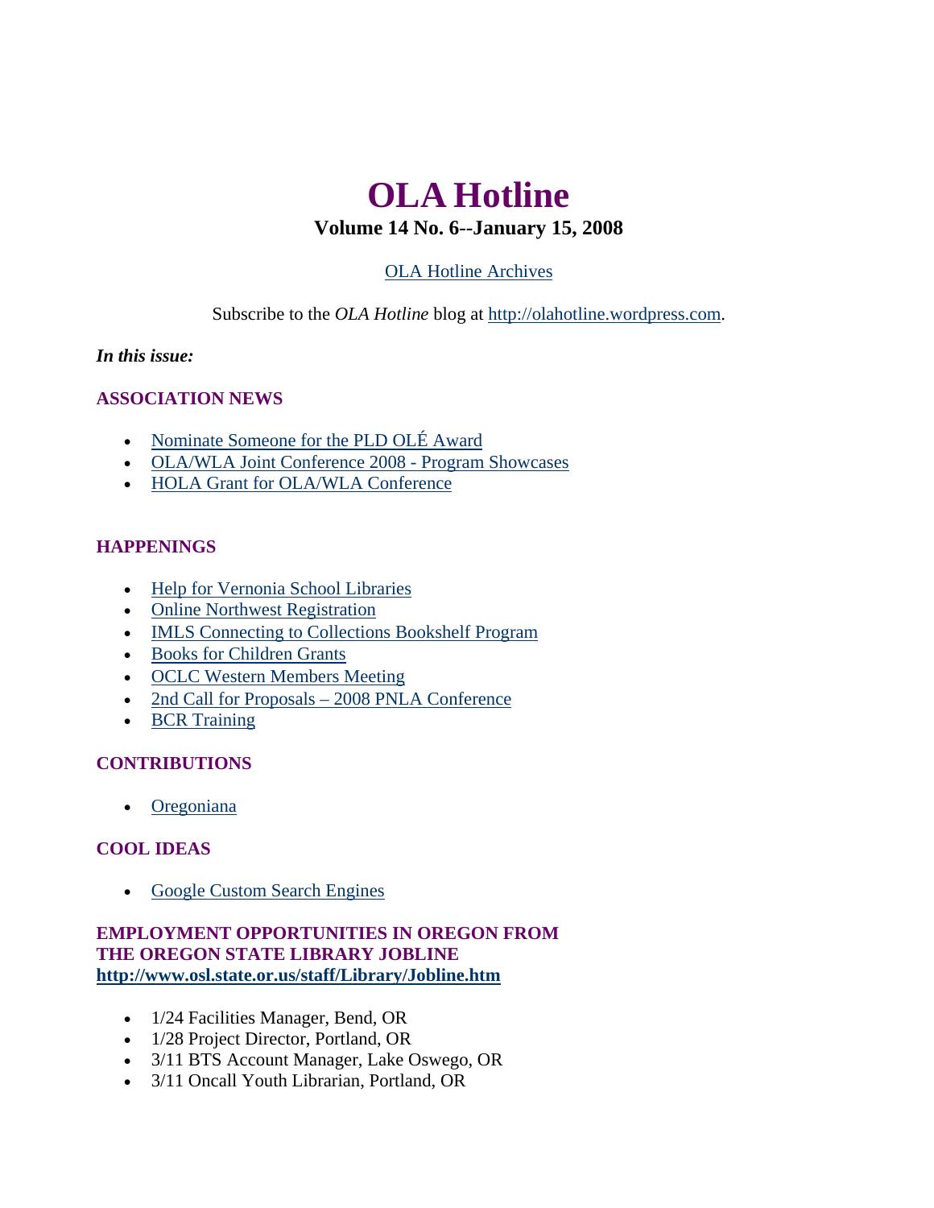# OLA Hotline

## Volume 14 No. 6--January 15, 2008

OLA Hotline Archives

Subscribe to the *OLA Hotline* blog at http://olahotline.wordpress.com.

***In this issue:***

### ASSOCIATION NEWS

- Nominate Someone for the PLD OLÉ Award
- OLA/WLA Joint Conference 2008 - Program Showcases
- HOLA Grant for OLA/WLA Conference

### HAPPENINGS

- Help for Vernonia School Libraries
- Online Northwest Registration
- IMLS Connecting to Collections Bookshelf Program
- Books for Children Grants
- OCLC Western Members Meeting
- 2nd Call for Proposals – 2008 PNLA Conference
- BCR Training

### CONTRIBUTIONS

- Oregoniana

### COOL IDEAS

- Google Custom Search Engines

### EMPLOYMENT OPPORTUNITIES IN OREGON FROM THE OREGON STATE LIBRARY JOBLINE
**http://www.osl.state.or.us/staff/Library/Jobline.htm**

- 1/24 Facilities Manager, Bend, OR
- 1/28 Project Director, Portland, OR
- 3/11 BTS Account Manager, Lake Oswego, OR
- 3/11 Oncall Youth Librarian, Portland, OR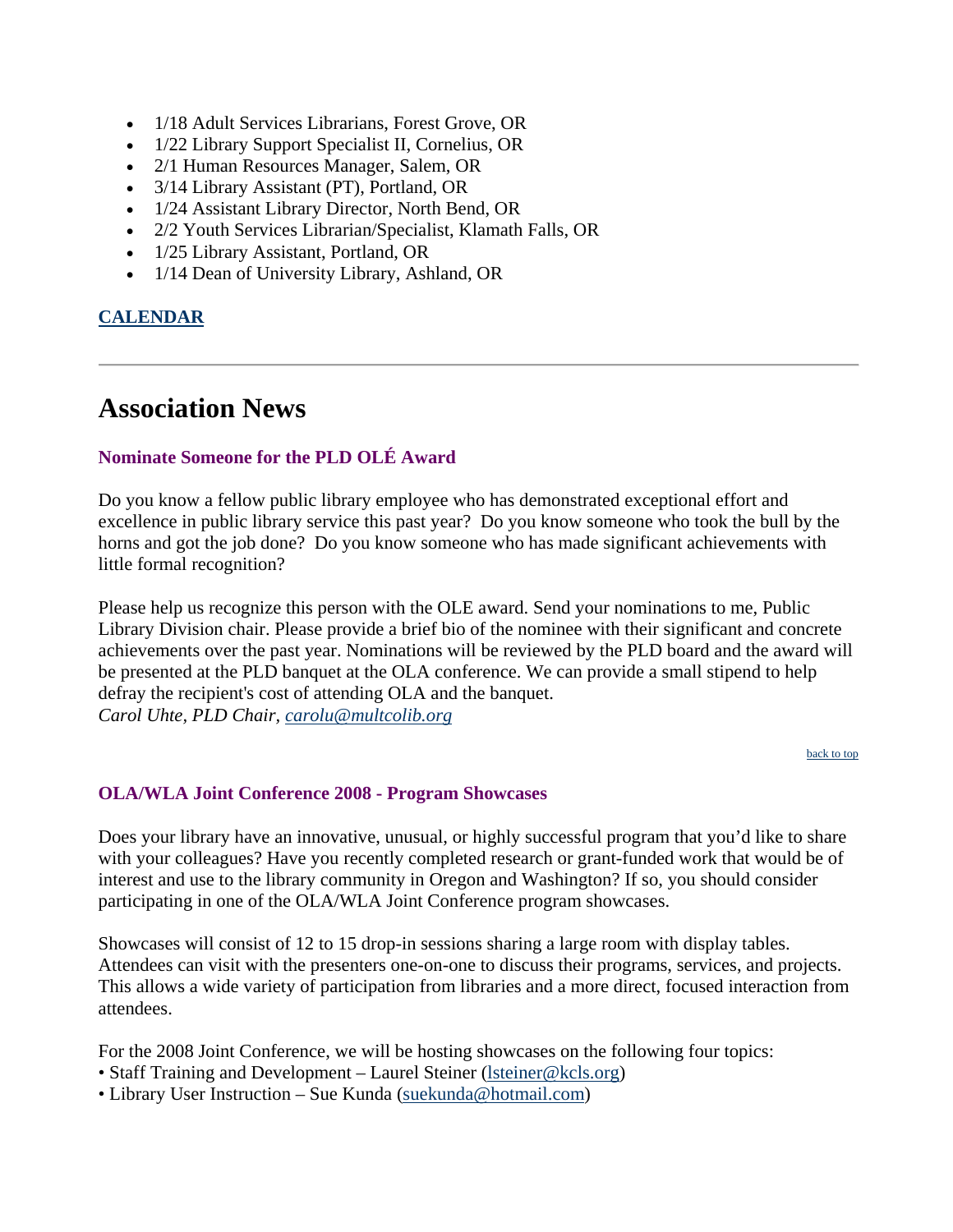- 1/18 Adult Services Librarians, Forest Grove, OR
- 1/22 Library Support Specialist II, Cornelius, OR
- 2/1 Human Resources Manager, Salem, OR
- 3/14 Library Assistant (PT), Portland, OR
- 1/24 Assistant Library Director, North Bend, OR
- 2/2 Youth Services Librarian/Specialist, Klamath Falls, OR
- 1/25 Library Assistant, Portland, OR
- 1/14 Dean of University Library, Ashland, OR

**CALENDAR**

---

# Association News

### Nominate Someone for the PLD OLÉ Award

Do you know a fellow public library employee who has demonstrated exceptional effort and excellence in public library service this past year? Do you know someone who took the bull by the horns and got the job done? Do you know someone who has made significant achievements with little formal recognition?

Please help us recognize this person with the OLE award. Send your nominations to me, Public Library Division chair. Please provide a brief bio of the nominee with their significant and concrete achievements over the past year. Nominations will be reviewed by the PLD board and the award will be presented at the PLD banquet at the OLA conference. We can provide a small stipend to help defray the recipient's cost of attending OLA and the banquet.
*Carol Uhte, PLD Chair, carolu@multcolib.org*

back to top

### OLA/WLA Joint Conference 2008 - Program Showcases

Does your library have an innovative, unusual, or highly successful program that you'd like to share with your colleagues? Have you recently completed research or grant-funded work that would be of interest and use to the library community in Oregon and Washington? If so, you should consider participating in one of the OLA/WLA Joint Conference program showcases.

Showcases will consist of 12 to 15 drop-in sessions sharing a large room with display tables. Attendees can visit with the presenters one-on-one to discuss their programs, services, and projects. This allows a wide variety of participation from libraries and a more direct, focused interaction from attendees.

For the 2008 Joint Conference, we will be hosting showcases on the following four topics:
• Staff Training and Development – Laurel Steiner (lsteiner@kcls.org)
• Library User Instruction – Sue Kunda (suekunda@hotmail.com)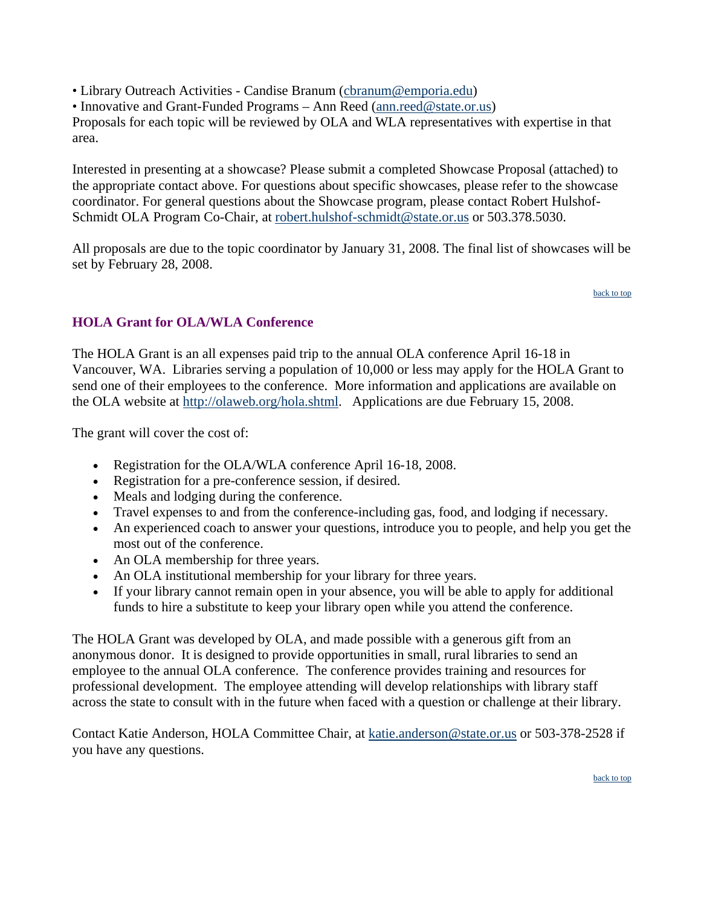• Library Outreach Activities - Candise Branum (cbranum@emporia.edu)
• Innovative and Grant-Funded Programs – Ann Reed (ann.reed@state.or.us)
Proposals for each topic will be reviewed by OLA and WLA representatives with expertise in that area.

Interested in presenting at a showcase? Please submit a completed Showcase Proposal (attached) to the appropriate contact above. For questions about specific showcases, please refer to the showcase coordinator. For general questions about the Showcase program, please contact Robert Hulshof-Schmidt OLA Program Co-Chair, at robert.hulshof-schmidt@state.or.us or 503.378.5030.

All proposals are due to the topic coordinator by January 31, 2008. The final list of showcases will be set by February 28, 2008.

back to top

## HOLA Grant for OLA/WLA Conference

The HOLA Grant is an all expenses paid trip to the annual OLA conference April 16-18 in Vancouver, WA. Libraries serving a population of 10,000 or less may apply for the HOLA Grant to send one of their employees to the conference. More information and applications are available on the OLA website at http://olaweb.org/hola.shtml. Applications are due February 15, 2008.

The grant will cover the cost of:

- Registration for the OLA/WLA conference April 16-18, 2008.
- Registration for a pre-conference session, if desired.
- Meals and lodging during the conference.
- Travel expenses to and from the conference-including gas, food, and lodging if necessary.
- An experienced coach to answer your questions, introduce you to people, and help you get the most out of the conference.
- An OLA membership for three years.
- An OLA institutional membership for your library for three years.
- If your library cannot remain open in your absence, you will be able to apply for additional funds to hire a substitute to keep your library open while you attend the conference.

The HOLA Grant was developed by OLA, and made possible with a generous gift from an anonymous donor. It is designed to provide opportunities in small, rural libraries to send an employee to the annual OLA conference. The conference provides training and resources for professional development. The employee attending will develop relationships with library staff across the state to consult with in the future when faced with a question or challenge at their library.

Contact Katie Anderson, HOLA Committee Chair, at katie.anderson@state.or.us or 503-378-2528 if you have any questions.

back to top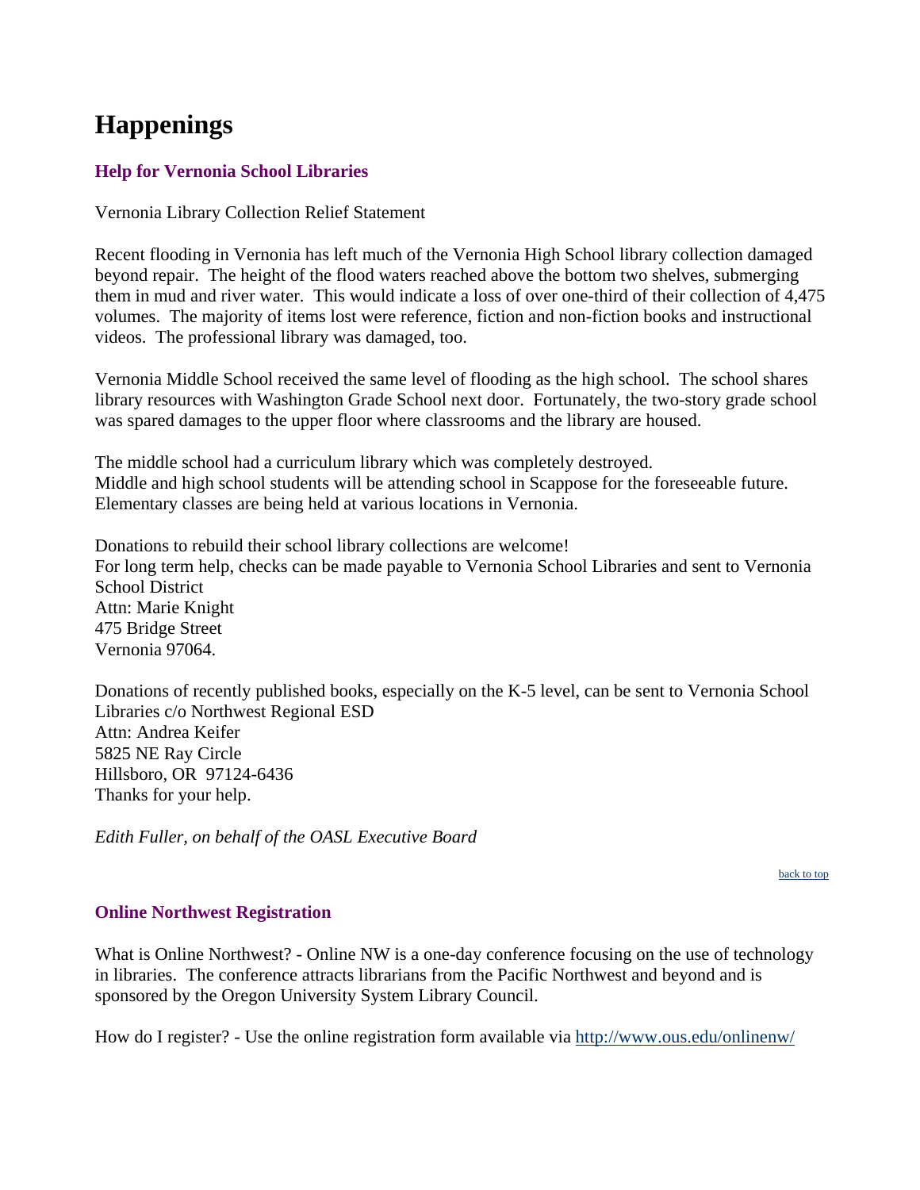# Happenings

### Help for Vernonia School Libraries

Vernonia Library Collection Relief Statement

Recent flooding in Vernonia has left much of the Vernonia High School library collection damaged beyond repair. The height of the flood waters reached above the bottom two shelves, submerging them in mud and river water. This would indicate a loss of over one-third of their collection of 4,475 volumes. The majority of items lost were reference, fiction and non-fiction books and instructional videos. The professional library was damaged, too.

Vernonia Middle School received the same level of flooding as the high school. The school shares library resources with Washington Grade School next door. Fortunately, the two-story grade school was spared damages to the upper floor where classrooms and the library are housed.

The middle school had a curriculum library which was completely destroyed.
Middle and high school students will be attending school in Scappose for the foreseeable future.
Elementary classes are being held at various locations in Vernonia.

Donations to rebuild their school library collections are welcome!
For long term help, checks can be made payable to Vernonia School Libraries and sent to Vernonia School District
Attn: Marie Knight
475 Bridge Street
Vernonia 97064.

Donations of recently published books, especially on the K-5 level, can be sent to Vernonia School Libraries c/o Northwest Regional ESD
Attn: Andrea Keifer
5825 NE Ray Circle
Hillsboro, OR 97124-6436
Thanks for your help.

*Edith Fuller, on behalf of the OASL Executive Board*

back to top

### Online Northwest Registration

What is Online Northwest? - Online NW is a one-day conference focusing on the use of technology in libraries. The conference attracts librarians from the Pacific Northwest and beyond and is sponsored by the Oregon University System Library Council.

How do I register? - Use the online registration form available via http://www.ous.edu/onlinenw/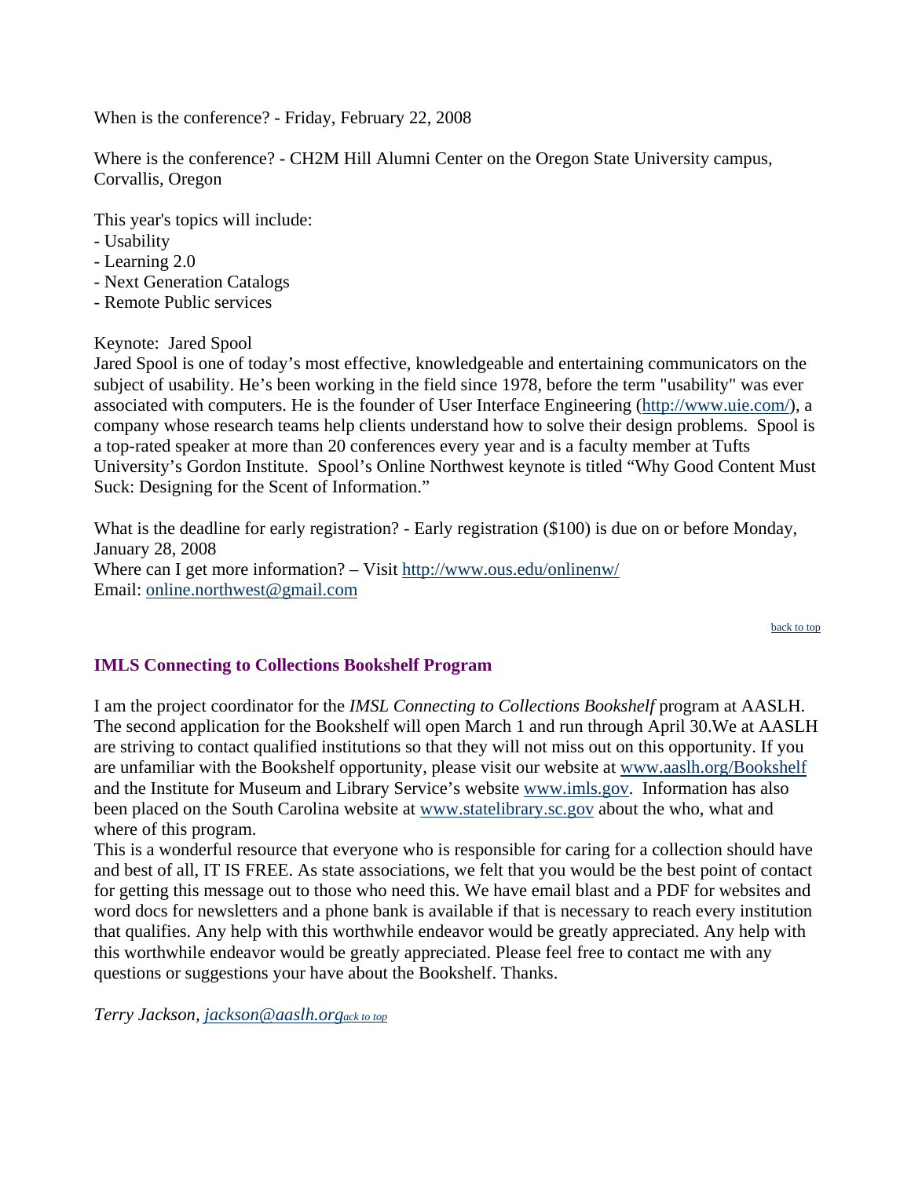When is the conference? - Friday, February 22, 2008

Where is the conference? - CH2M Hill Alumni Center on the Oregon State University campus, Corvallis, Oregon

This year's topics will include:
- Usability
- Learning 2.0
- Next Generation Catalogs
- Remote Public services

Keynote:  Jared Spool
Jared Spool is one of today's most effective, knowledgeable and entertaining communicators on the subject of usability. He's been working in the field since 1978, before the term "usability" was ever associated with computers. He is the founder of User Interface Engineering (http://www.uie.com/), a company whose research teams help clients understand how to solve their design problems.  Spool is a top-rated speaker at more than 20 conferences every year and is a faculty member at Tufts University's Gordon Institute.  Spool's Online Northwest keynote is titled "Why Good Content Must Suck: Designing for the Scent of Information."

What is the deadline for early registration? - Early registration ($100) is due on or before Monday, January 28, 2008
Where can I get more information? – Visit http://www.ous.edu/onlinenw/
Email: online.northwest@gmail.com

back to top

### IMLS Connecting to Collections Bookshelf Program

I am the project coordinator for the *IMSL Connecting to Collections Bookshelf* program at AASLH. The second application for the Bookshelf will open March 1 and run through April 30.We at AASLH are striving to contact qualified institutions so that they will not miss out on this opportunity. If you are unfamiliar with the Bookshelf opportunity, please visit our website at www.aaslh.org/Bookshelf and the Institute for Museum and Library Service's website www.imls.gov.  Information has also been placed on the South Carolina website at www.statelibrary.sc.gov about the who, what and where of this program.
This is a wonderful resource that everyone who is responsible for caring for a collection should have and best of all, IT IS FREE. As state associations, we felt that you would be the best point of contact for getting this message out to those who need this. We have email blast and a PDF for websites and word docs for newsletters and a phone bank is available if that is necessary to reach every institution that qualifies. Any help with this worthwhile endeavor would be greatly appreciated. Any help with this worthwhile endeavor would be greatly appreciated. Please feel free to contact me with any questions or suggestions your have about the Bookshelf. Thanks.

*Terry Jackson, jackson@aaslh.org*ack to top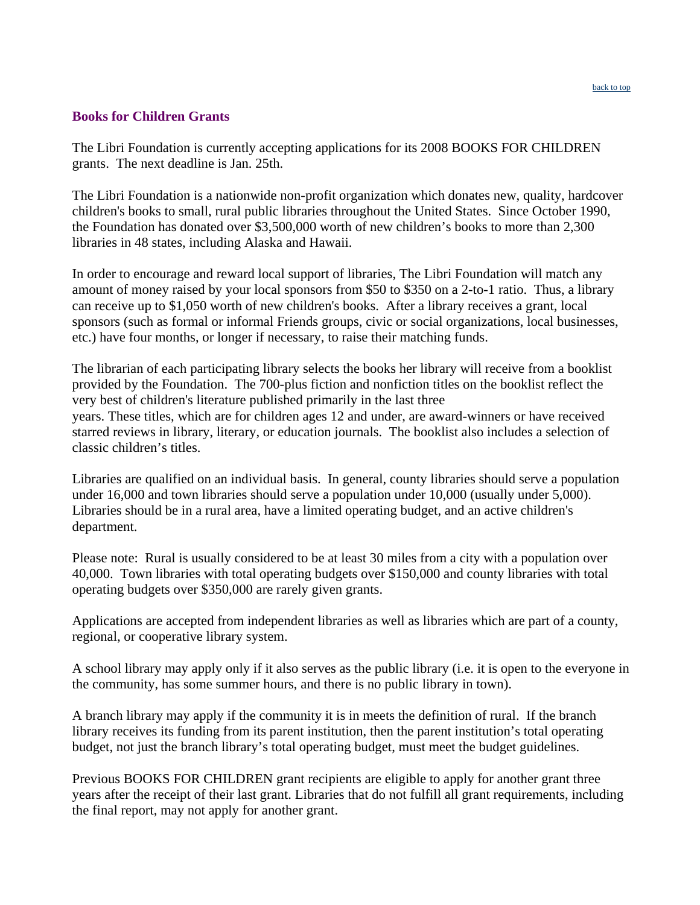back to top

## Books for Children Grants

The Libri Foundation is currently accepting applications for its 2008 BOOKS FOR CHILDREN grants.  The next deadline is Jan. 25th.

The Libri Foundation is a nationwide non-profit organization which donates new, quality, hardcover children's books to small, rural public libraries throughout the United States.  Since October 1990, the Foundation has donated over $3,500,000 worth of new children's books to more than 2,300 libraries in 48 states, including Alaska and Hawaii.

In order to encourage and reward local support of libraries, The Libri Foundation will match any amount of money raised by your local sponsors from $50 to $350 on a 2-to-1 ratio.  Thus, a library can receive up to $1,050 worth of new children's books.  After a library receives a grant, local sponsors (such as formal or informal Friends groups, civic or social organizations, local businesses, etc.) have four months, or longer if necessary, to raise their matching funds.

The librarian of each participating library selects the books her library will receive from a booklist provided by the Foundation.  The 700-plus fiction and nonfiction titles on the booklist reflect the very best of children's literature published primarily in the last three years. These titles, which are for children ages 12 and under, are award-winners or have received starred reviews in library, literary, or education journals.  The booklist also includes a selection of classic children's titles.

Libraries are qualified on an individual basis.  In general, county libraries should serve a population under 16,000 and town libraries should serve a population under 10,000 (usually under 5,000). Libraries should be in a rural area, have a limited operating budget, and an active children's department.

Please note:  Rural is usually considered to be at least 30 miles from a city with a population over 40,000.  Town libraries with total operating budgets over $150,000 and county libraries with total operating budgets over $350,000 are rarely given grants.

Applications are accepted from independent libraries as well as libraries which are part of a county, regional, or cooperative library system.

A school library may apply only if it also serves as the public library (i.e. it is open to the everyone in the community, has some summer hours, and there is no public library in town).

A branch library may apply if the community it is in meets the definition of rural.  If the branch library receives its funding from its parent institution, then the parent institution's total operating budget, not just the branch library's total operating budget, must meet the budget guidelines.

Previous BOOKS FOR CHILDREN grant recipients are eligible to apply for another grant three years after the receipt of their last grant. Libraries that do not fulfill all grant requirements, including the final report, may not apply for another grant.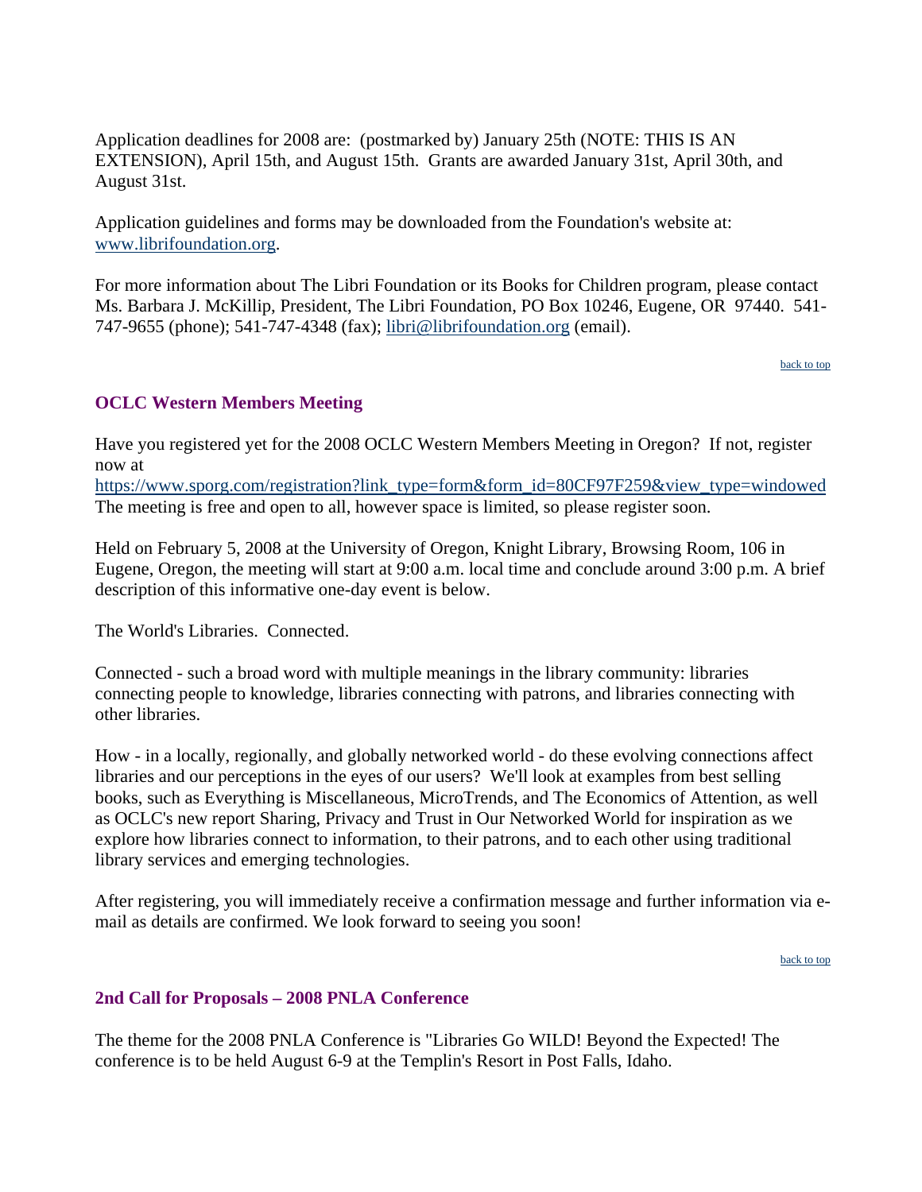Application deadlines for 2008 are: (postmarked by) January 25th (NOTE: THIS IS AN EXTENSION), April 15th, and August 15th. Grants are awarded January 31st, April 30th, and August 31st.

Application guidelines and forms may be downloaded from the Foundation's website at: [www.librifoundation.org](http://www.librifoundation.org).

For more information about The Libri Foundation or its Books for Children program, please contact Ms. Barbara J. McKillip, President, The Libri Foundation, PO Box 10246, Eugene, OR 97440. 541-747-9655 (phone); 541-747-4348 (fax); [libri@librifoundation.org](mailto:libri@librifoundation.org) (email).

back to top

### OCLC Western Members Meeting

Have you registered yet for the 2008 OCLC Western Members Meeting in Oregon? If not, register now at
[https://www.sporg.com/registration?link_type=form&form_id=80CF97F259&view_type=windowed](https://www.sporg.com/registration?link_type=form&form_id=80CF97F259&view_type=windowed)
The meeting is free and open to all, however space is limited, so please register soon.

Held on February 5, 2008 at the University of Oregon, Knight Library, Browsing Room, 106 in Eugene, Oregon, the meeting will start at 9:00 a.m. local time and conclude around 3:00 p.m. A brief description of this informative one-day event is below.

The World's Libraries. Connected.

Connected - such a broad word with multiple meanings in the library community: libraries connecting people to knowledge, libraries connecting with patrons, and libraries connecting with other libraries.

How - in a locally, regionally, and globally networked world - do these evolving connections affect libraries and our perceptions in the eyes of our users? We'll look at examples from best selling books, such as Everything is Miscellaneous, MicroTrends, and The Economics of Attention, as well as OCLC's new report Sharing, Privacy and Trust in Our Networked World for inspiration as we explore how libraries connect to information, to their patrons, and to each other using traditional library services and emerging technologies.

After registering, you will immediately receive a confirmation message and further information via e-mail as details are confirmed. We look forward to seeing you soon!

back to top

### 2nd Call for Proposals – 2008 PNLA Conference

The theme for the 2008 PNLA Conference is "Libraries Go WILD! Beyond the Expected! The conference is to be held August 6-9 at the Templin's Resort in Post Falls, Idaho.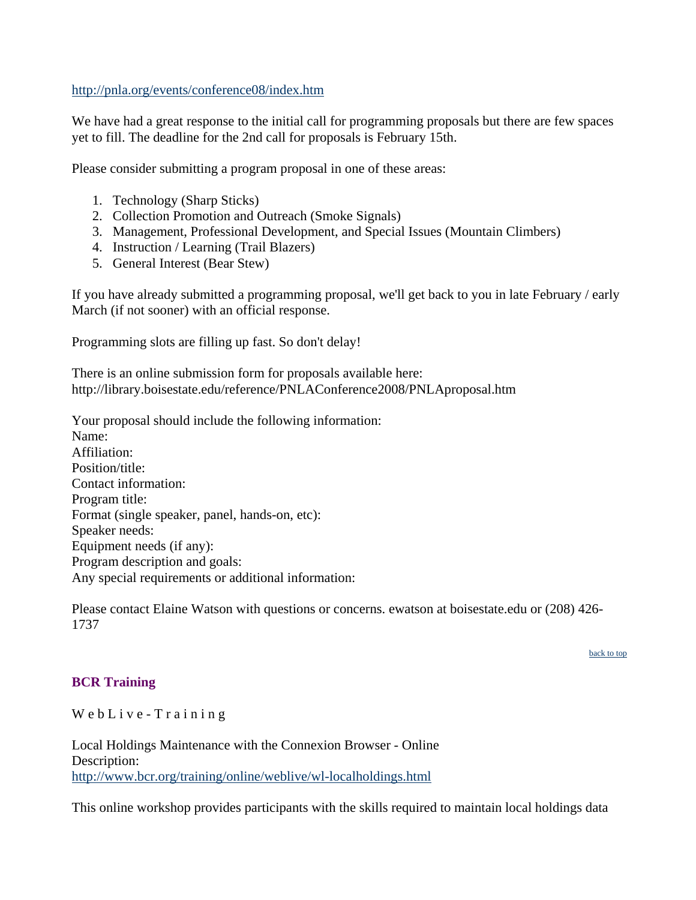[http://pnla.org/events/conference08/index.htm](http://pnla.org/events/conference08/index.htm)

We have had a great response to the initial call for programming proposals but there are few spaces yet to fill. The deadline for the 2nd call for proposals is February 15th.

Please consider submitting a program proposal in one of these areas:

1. Technology (Sharp Sticks)
2. Collection Promotion and Outreach (Smoke Signals)
3. Management, Professional Development, and Special Issues (Mountain Climbers)
4. Instruction / Learning (Trail Blazers)
5. General Interest (Bear Stew)

If you have already submitted a programming proposal, we'll get back to you in late February / early March (if not sooner) with an official response.

Programming slots are filling up fast. So don't delay!

There is an online submission form for proposals available here: http://library.boisestate.edu/reference/PNLAConference2008/PNLAproposal.htm

Your proposal should include the following information:
Name:
Affiliation:
Position/title:
Contact information:
Program title:
Format (single speaker, panel, hands-on, etc):
Speaker needs:
Equipment needs (if any):
Program description and goals:
Any special requirements or additional information:

Please contact Elaine Watson with questions or concerns. ewatson at boisestate.edu or (208) 426-1737

back to top

### BCR Training

W e b L i v e - T r a i n i n g

Local Holdings Maintenance with the Connexion Browser - Online
Description:
[http://www.bcr.org/training/online/weblive/wl-localholdings.html](http://www.bcr.org/training/online/weblive/wl-localholdings.html)

This online workshop provides participants with the skills required to maintain local holdings data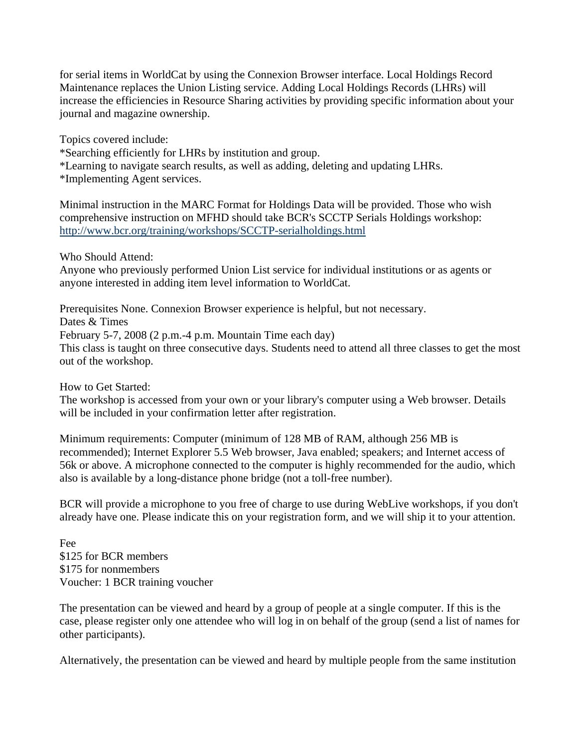for serial items in WorldCat by using the Connexion Browser interface. Local Holdings Record Maintenance replaces the Union Listing service. Adding Local Holdings Records (LHRs) will increase the efficiencies in Resource Sharing activities by providing specific information about your journal and magazine ownership.

Topics covered include:
*Searching efficiently for LHRs by institution and group.
*Learning to navigate search results, as well as adding, deleting and updating LHRs.
*Implementing Agent services.

Minimal instruction in the MARC Format for Holdings Data will be provided. Those who wish comprehensive instruction on MFHD should take BCR's SCCTP Serials Holdings workshop: http://www.bcr.org/training/workshops/SCCTP-serialholdings.html

Who Should Attend:
Anyone who previously performed Union List service for individual institutions or as agents or anyone interested in adding item level information to WorldCat.

Prerequisites None. Connexion Browser experience is helpful, but not necessary.
Dates & Times
February 5-7, 2008 (2 p.m.-4 p.m. Mountain Time each day)
This class is taught on three consecutive days. Students need to attend all three classes to get the most out of the workshop.

How to Get Started:
The workshop is accessed from your own or your library's computer using a Web browser. Details will be included in your confirmation letter after registration.

Minimum requirements: Computer (minimum of 128 MB of RAM, although 256 MB is recommended); Internet Explorer 5.5 Web browser, Java enabled; speakers; and Internet access of 56k or above. A microphone connected to the computer is highly recommended for the audio, which also is available by a long-distance phone bridge (not a toll-free number).

BCR will provide a microphone to you free of charge to use during WebLive workshops, if you don't already have one. Please indicate this on your registration form, and we will ship it to your attention.

Fee
$125 for BCR members
$175 for nonmembers
Voucher: 1 BCR training voucher

The presentation can be viewed and heard by a group of people at a single computer. If this is the case, please register only one attendee who will log in on behalf of the group (send a list of names for other participants).

Alternatively, the presentation can be viewed and heard by multiple people from the same institution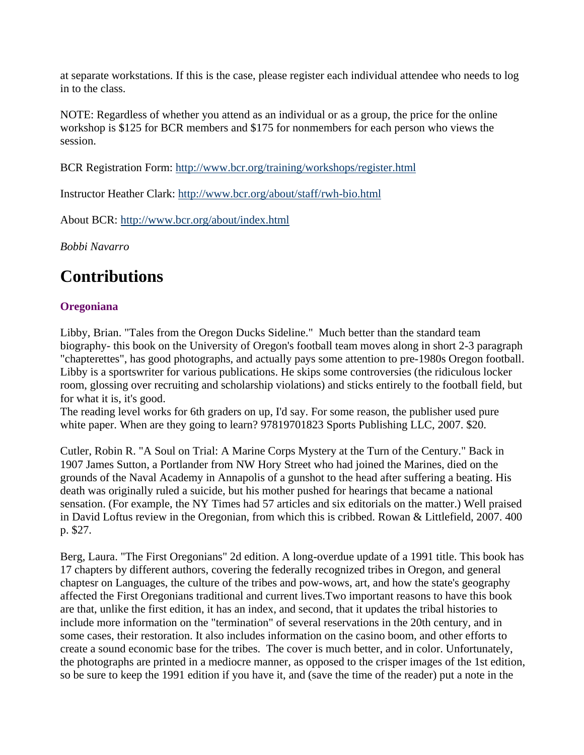at separate workstations. If this is the case, please register each individual attendee who needs to log in to the class.

NOTE: Regardless of whether you attend as an individual or as a group, the price for the online workshop is $125 for BCR members and $175 for nonmembers for each person who views the session.

BCR Registration Form: http://www.bcr.org/training/workshops/register.html

Instructor Heather Clark: http://www.bcr.org/about/staff/rwh-bio.html

About BCR: http://www.bcr.org/about/index.html

*Bobbi Navarro*

# Contributions

### Oregoniana

Libby, Brian. "Tales from the Oregon Ducks Sideline." Much better than the standard team biography- this book on the University of Oregon's football team moves along in short 2-3 paragraph "chapterettes", has good photographs, and actually pays some attention to pre-1980s Oregon football. Libby is a sportswriter for various publications. He skips some controversies (the ridiculous locker room, glossing over recruiting and scholarship violations) and sticks entirely to the football field, but for what it is, it's good.
The reading level works for 6th graders on up, I'd say. For some reason, the publisher used pure white paper. When are they going to learn? 97819701823 Sports Publishing LLC, 2007. $20.

Cutler, Robin R. "A Soul on Trial: A Marine Corps Mystery at the Turn of the Century." Back in 1907 James Sutton, a Portlander from NW Hory Street who had joined the Marines, died on the grounds of the Naval Academy in Annapolis of a gunshot to the head after suffering a beating. His death was originally ruled a suicide, but his mother pushed for hearings that became a national sensation. (For example, the NY Times had 57 articles and six editorials on the matter.) Well praised in David Loftus review in the Oregonian, from which this is cribbed. Rowan & Littlefield, 2007. 400 p. $27.

Berg, Laura. "The First Oregonians" 2d edition. A long-overdue update of a 1991 title. This book has 17 chapters by different authors, covering the federally recognized tribes in Oregon, and general chaptesr on Languages, the culture of the tribes and pow-wows, art, and how the state's geography affected the First Oregonians traditional and current lives.Two important reasons to have this book are that, unlike the first edition, it has an index, and second, that it updates the tribal histories to include more information on the "termination" of several reservations in the 20th century, and in some cases, their restoration. It also includes information on the casino boom, and other efforts to create a sound economic base for the tribes. The cover is much better, and in color. Unfortunately, the photographs are printed in a mediocre manner, as opposed to the crisper images of the 1st edition, so be sure to keep the 1991 edition if you have it, and (save the time of the reader) put a note in the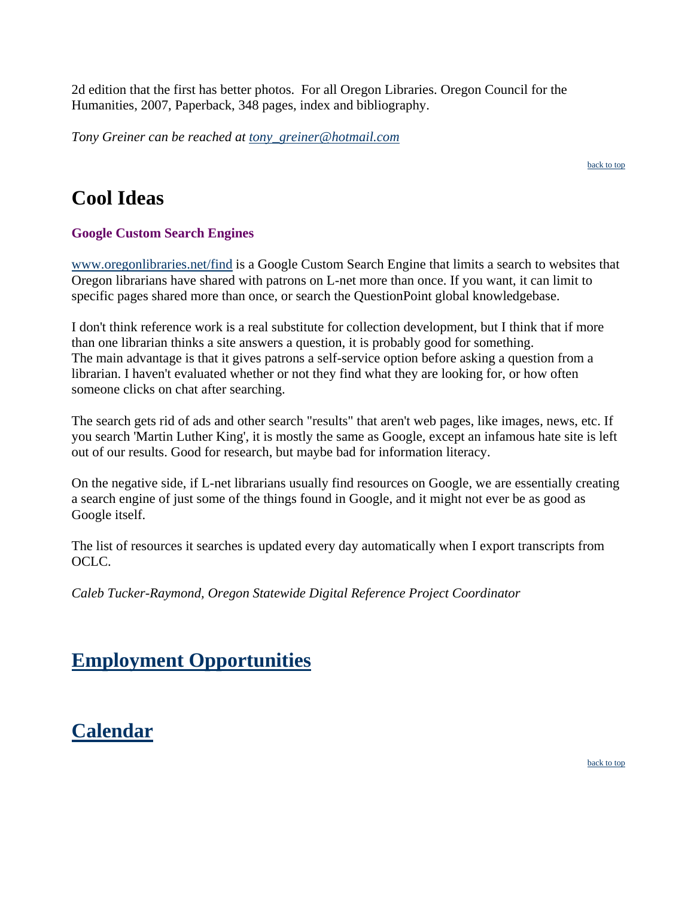2d edition that the first has better photos.  For all Oregon Libraries. Oregon Council for the Humanities, 2007, Paperback, 348 pages, index and bibliography.

*Tony Greiner can be reached at tony_greiner@hotmail.com*

back to top

## Cool Ideas

### Google Custom Search Engines

www.oregonlibraries.net/find is a Google Custom Search Engine that limits a search to websites that Oregon librarians have shared with patrons on L-net more than once. If you want, it can limit to specific pages shared more than once, or search the QuestionPoint global knowledgebase.

I don't think reference work is a real substitute for collection development, but I think that if more than one librarian thinks a site answers a question, it is probably good for something.
The main advantage is that it gives patrons a self-service option before asking a question from a librarian. I haven't evaluated whether or not they find what they are looking for, or how often someone clicks on chat after searching.

The search gets rid of ads and other search "results" that aren't web pages, like images, news, etc. If you search 'Martin Luther King', it is mostly the same as Google, except an infamous hate site is left out of our results. Good for research, but maybe bad for information literacy.

On the negative side, if L-net librarians usually find resources on Google, we are essentially creating a search engine of just some of the things found in Google, and it might not ever be as good as Google itself.

The list of resources it searches is updated every day automatically when I export transcripts from OCLC.

*Caleb Tucker-Raymond, Oregon Statewide Digital Reference Project Coordinator*

## Employment Opportunities

## Calendar

back to top